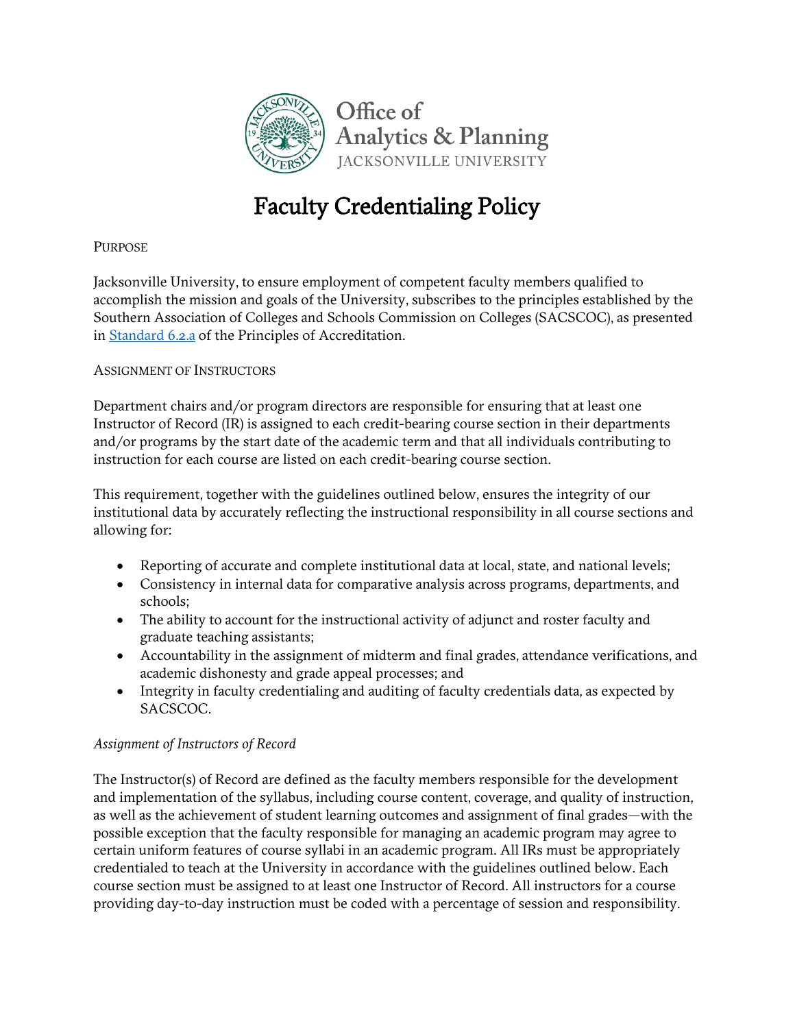Office of Analytics & Planning
JACKSONVILLE UNIVERSITY

# Faculty Credentialing Policy

## PURPOSE

Jacksonville University, to ensure employment of competent faculty members qualified to accomplish the mission and goals of the University, subscribes to the principles established by the Southern Association of Colleges and Schools Commission on Colleges (SACSCOC), as presented in Standard 6.2.a of the Principles of Accreditation.

## ASSIGNMENT OF INSTRUCTORS

Department chairs and/or program directors are responsible for ensuring that at least one Instructor of Record (IR) is assigned to each credit-bearing course section in their departments and/or programs by the start date of the academic term and that all individuals contributing to instruction for each course are listed on each credit-bearing course section.

This requirement, together with the guidelines outlined below, ensures the integrity of our institutional data by accurately reflecting the instructional responsibility in all course sections and allowing for:

- Reporting of accurate and complete institutional data at local, state, and national levels;
- Consistency in internal data for comparative analysis across programs, departments, and schools;
- The ability to account for the instructional activity of adjunct and roster faculty and graduate teaching assistants;
- Accountability in the assignment of midterm and final grades, attendance verifications, and academic dishonesty and grade appeal processes; and
- Integrity in faculty credentialing and auditing of faculty credentials data, as expected by SACSCOC.

### *Assignment of Instructors of Record*

The Instructor(s) of Record are defined as the faculty members responsible for the development and implementation of the syllabus, including course content, coverage, and quality of instruction, as well as the achievement of student learning outcomes and assignment of final grades—with the possible exception that the faculty responsible for managing an academic program may agree to certain uniform features of course syllabi in an academic program. All IRs must be appropriately credentialed to teach at the University in accordance with the guidelines outlined below. Each course section must be assigned to at least one Instructor of Record. All instructors for a course providing day-to-day instruction must be coded with a percentage of session and responsibility.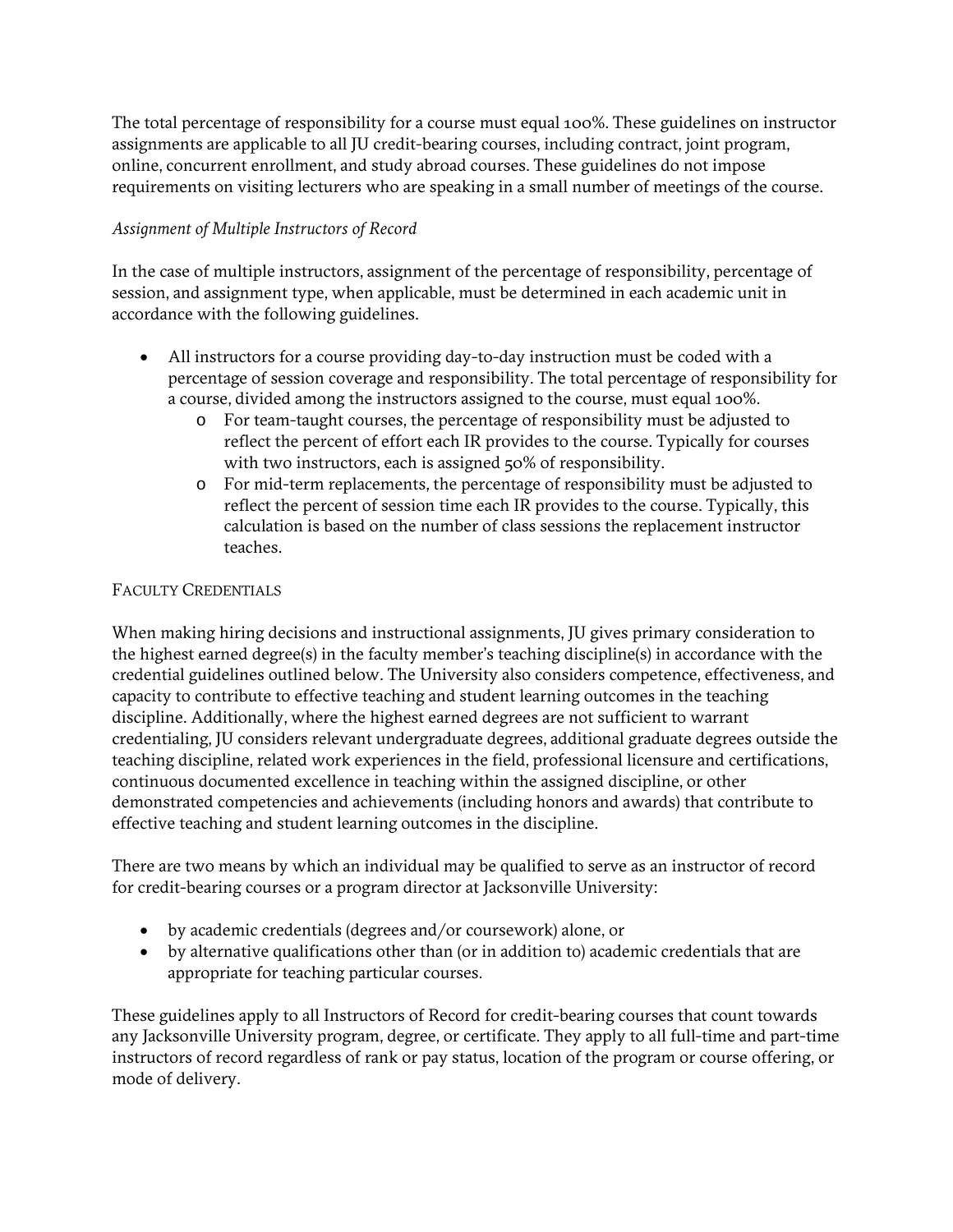The total percentage of responsibility for a course must equal 100%. These guidelines on instructor assignments are applicable to all JU credit-bearing courses, including contract, joint program, online, concurrent enrollment, and study abroad courses. These guidelines do not impose requirements on visiting lecturers who are speaking in a small number of meetings of the course.

*Assignment of Multiple Instructors of Record*

In the case of multiple instructors, assignment of the percentage of responsibility, percentage of session, and assignment type, when applicable, must be determined in each academic unit in accordance with the following guidelines.

- All instructors for a course providing day-to-day instruction must be coded with a percentage of session coverage and responsibility. The total percentage of responsibility for a course, divided among the instructors assigned to the course, must equal 100%.
  - For team-taught courses, the percentage of responsibility must be adjusted to reflect the percent of effort each IR provides to the course. Typically for courses with two instructors, each is assigned 50% of responsibility.
  - For mid-term replacements, the percentage of responsibility must be adjusted to reflect the percent of session time each IR provides to the course. Typically, this calculation is based on the number of class sessions the replacement instructor teaches.

## Faculty Credentials

When making hiring decisions and instructional assignments, JU gives primary consideration to the highest earned degree(s) in the faculty member's teaching discipline(s) in accordance with the credential guidelines outlined below. The University also considers competence, effectiveness, and capacity to contribute to effective teaching and student learning outcomes in the teaching discipline. Additionally, where the highest earned degrees are not sufficient to warrant credentialing, JU considers relevant undergraduate degrees, additional graduate degrees outside the teaching discipline, related work experiences in the field, professional licensure and certifications, continuous documented excellence in teaching within the assigned discipline, or other demonstrated competencies and achievements (including honors and awards) that contribute to effective teaching and student learning outcomes in the discipline.

There are two means by which an individual may be qualified to serve as an instructor of record for credit-bearing courses or a program director at Jacksonville University:

- by academic credentials (degrees and/or coursework) alone, or
- by alternative qualifications other than (or in addition to) academic credentials that are appropriate for teaching particular courses.

These guidelines apply to all Instructors of Record for credit-bearing courses that count towards any Jacksonville University program, degree, or certificate. They apply to all full-time and part-time instructors of record regardless of rank or pay status, location of the program or course offering, or mode of delivery.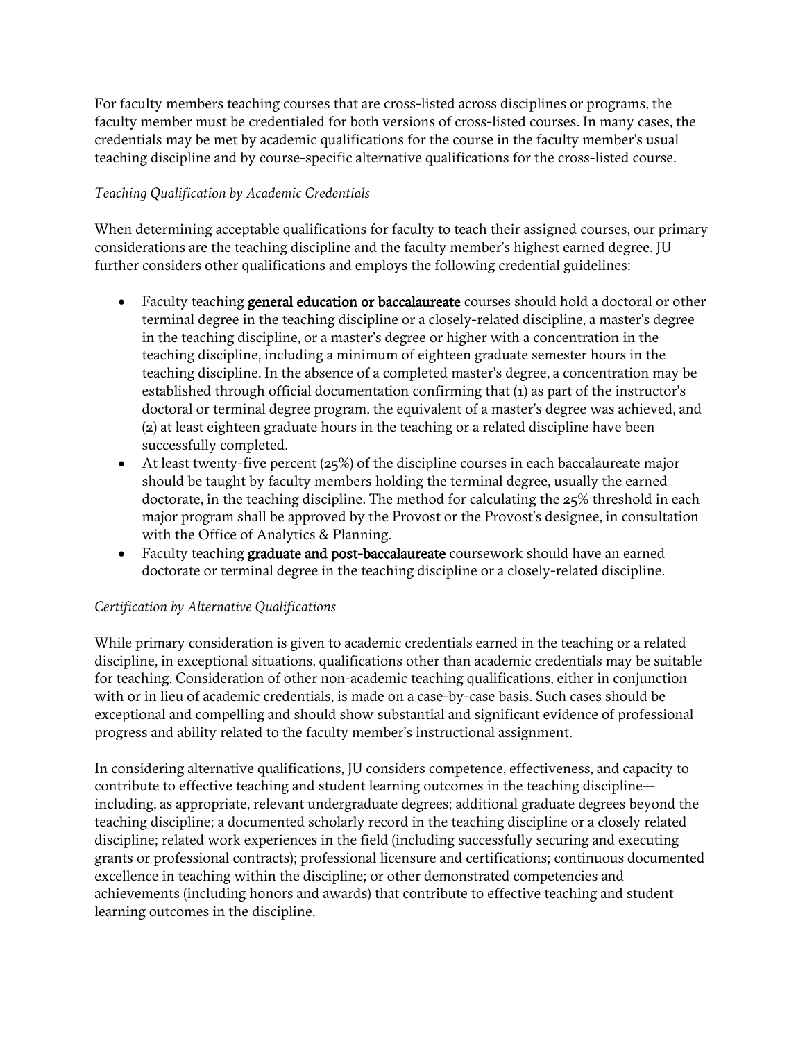For faculty members teaching courses that are cross-listed across disciplines or programs, the faculty member must be credentialed for both versions of cross-listed courses. In many cases, the credentials may be met by academic qualifications for the course in the faculty member's usual teaching discipline and by course-specific alternative qualifications for the cross-listed course.

*Teaching Qualification by Academic Credentials*

When determining acceptable qualifications for faculty to teach their assigned courses, our primary considerations are the teaching discipline and the faculty member's highest earned degree. JU further considers other qualifications and employs the following credential guidelines:

- Faculty teaching **general education or baccalaureate** courses should hold a doctoral or other terminal degree in the teaching discipline or a closely-related discipline, a master's degree in the teaching discipline, or a master's degree or higher with a concentration in the teaching discipline, including a minimum of eighteen graduate semester hours in the teaching discipline. In the absence of a completed master's degree, a concentration may be established through official documentation confirming that (1) as part of the instructor's doctoral or terminal degree program, the equivalent of a master's degree was achieved, and (2) at least eighteen graduate hours in the teaching or a related discipline have been successfully completed.
- At least twenty-five percent (25%) of the discipline courses in each baccalaureate major should be taught by faculty members holding the terminal degree, usually the earned doctorate, in the teaching discipline. The method for calculating the 25% threshold in each major program shall be approved by the Provost or the Provost's designee, in consultation with the Office of Analytics & Planning.
- Faculty teaching **graduate and post-baccalaureate** coursework should have an earned doctorate or terminal degree in the teaching discipline or a closely-related discipline.

*Certification by Alternative Qualifications*

While primary consideration is given to academic credentials earned in the teaching or a related discipline, in exceptional situations, qualifications other than academic credentials may be suitable for teaching. Consideration of other non-academic teaching qualifications, either in conjunction with or in lieu of academic credentials, is made on a case-by-case basis. Such cases should be exceptional and compelling and should show substantial and significant evidence of professional progress and ability related to the faculty member's instructional assignment.

In considering alternative qualifications, JU considers competence, effectiveness, and capacity to contribute to effective teaching and student learning outcomes in the teaching discipline—including, as appropriate, relevant undergraduate degrees; additional graduate degrees beyond the teaching discipline; a documented scholarly record in the teaching discipline or a closely related discipline; related work experiences in the field (including successfully securing and executing grants or professional contracts); professional licensure and certifications; continuous documented excellence in teaching within the discipline; or other demonstrated competencies and achievements (including honors and awards) that contribute to effective teaching and student learning outcomes in the discipline.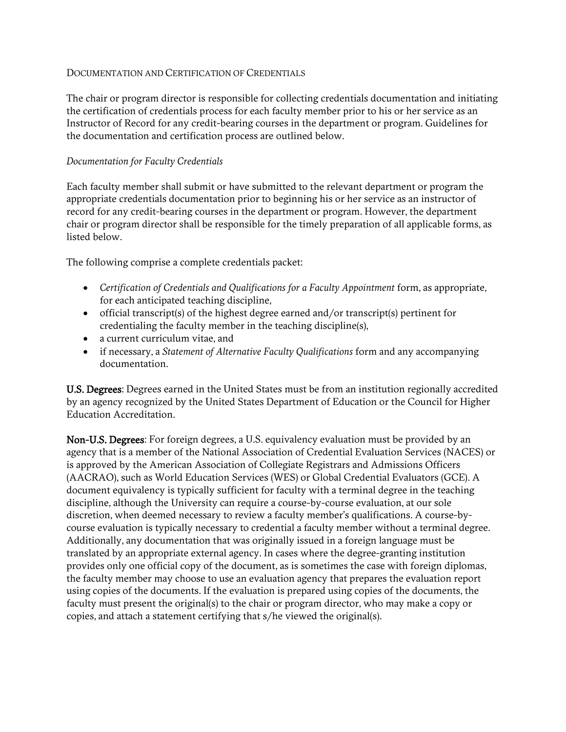## Documentation and Certification of Credentials

The chair or program director is responsible for collecting credentials documentation and initiating the certification of credentials process for each faculty member prior to his or her service as an Instructor of Record for any credit-bearing courses in the department or program. Guidelines for the documentation and certification process are outlined below.

### *Documentation for Faculty Credentials*

Each faculty member shall submit or have submitted to the relevant department or program the appropriate credentials documentation prior to beginning his or her service as an instructor of record for any credit-bearing courses in the department or program. However, the department chair or program director shall be responsible for the timely preparation of all applicable forms, as listed below.

The following comprise a complete credentials packet:

- *Certification of Credentials and Qualifications for a Faculty Appointment* form, as appropriate, for each anticipated teaching discipline,
- official transcript(s) of the highest degree earned and/or transcript(s) pertinent for credentialing the faculty member in the teaching discipline(s),
- a current curriculum vitae, and
- if necessary, a *Statement of Alternative Faculty Qualifications* form and any accompanying documentation.

**U.S. Degrees**: Degrees earned in the United States must be from an institution regionally accredited by an agency recognized by the United States Department of Education or the Council for Higher Education Accreditation.

**Non-U.S. Degrees**: For foreign degrees, a U.S. equivalency evaluation must be provided by an agency that is a member of the National Association of Credential Evaluation Services (NACES) or is approved by the American Association of Collegiate Registrars and Admissions Officers (AACRAO), such as World Education Services (WES) or Global Credential Evaluators (GCE). A document equivalency is typically sufficient for faculty with a terminal degree in the teaching discipline, although the University can require a course-by-course evaluation, at our sole discretion, when deemed necessary to review a faculty member's qualifications. A course-by-course evaluation is typically necessary to credential a faculty member without a terminal degree. Additionally, any documentation that was originally issued in a foreign language must be translated by an appropriate external agency. In cases where the degree-granting institution provides only one official copy of the document, as is sometimes the case with foreign diplomas, the faculty member may choose to use an evaluation agency that prepares the evaluation report using copies of the documents. If the evaluation is prepared using copies of the documents, the faculty must present the original(s) to the chair or program director, who may make a copy or copies, and attach a statement certifying that s/he viewed the original(s).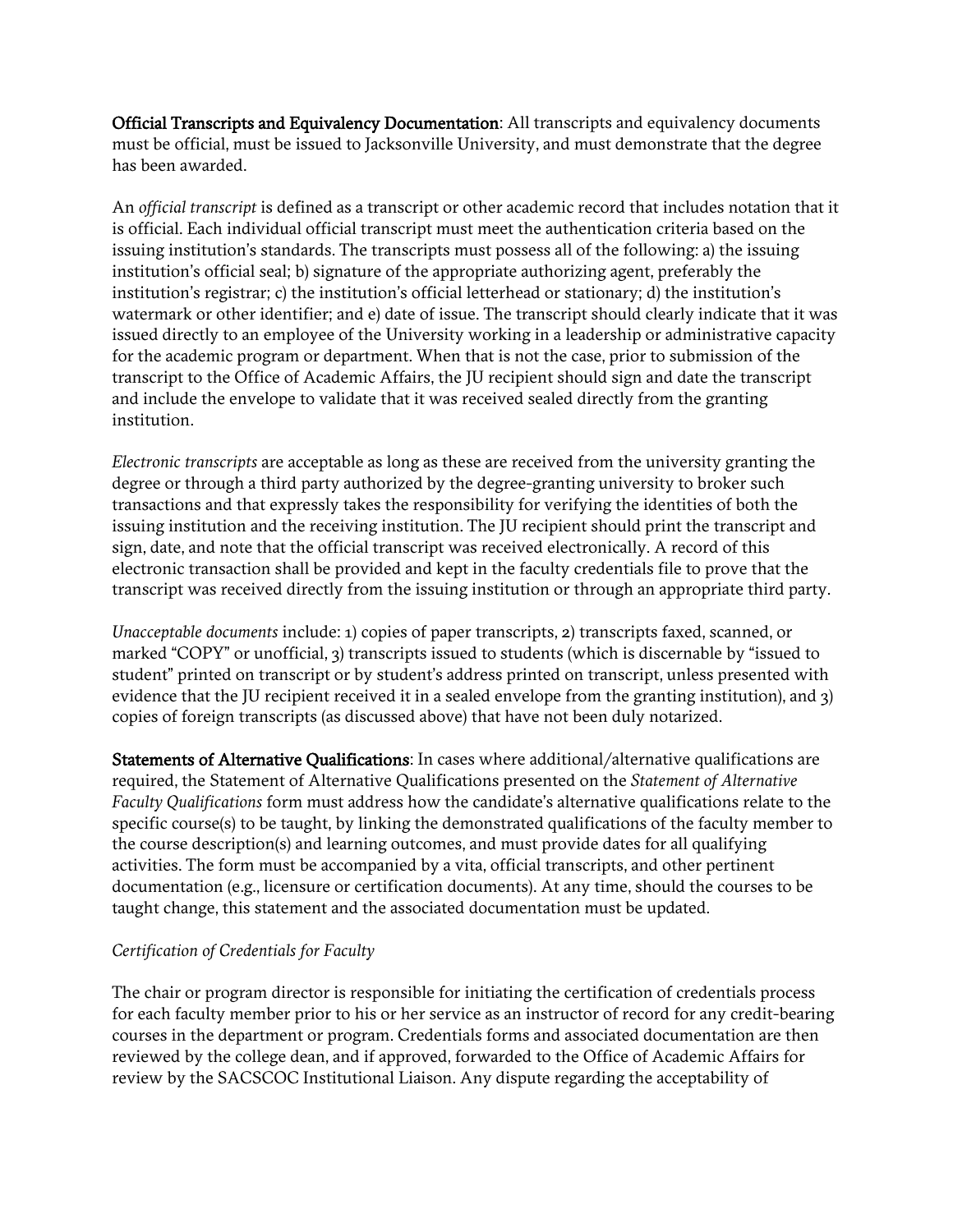**Official Transcripts and Equivalency Documentation**: All transcripts and equivalency documents must be official, must be issued to Jacksonville University, and must demonstrate that the degree has been awarded.

An *official transcript* is defined as a transcript or other academic record that includes notation that it is official. Each individual official transcript must meet the authentication criteria based on the issuing institution's standards. The transcripts must possess all of the following: a) the issuing institution's official seal; b) signature of the appropriate authorizing agent, preferably the institution's registrar; c) the institution's official letterhead or stationary; d) the institution's watermark or other identifier; and e) date of issue. The transcript should clearly indicate that it was issued directly to an employee of the University working in a leadership or administrative capacity for the academic program or department. When that is not the case, prior to submission of the transcript to the Office of Academic Affairs, the JU recipient should sign and date the transcript and include the envelope to validate that it was received sealed directly from the granting institution.

*Electronic transcripts* are acceptable as long as these are received from the university granting the degree or through a third party authorized by the degree-granting university to broker such transactions and that expressly takes the responsibility for verifying the identities of both the issuing institution and the receiving institution. The JU recipient should print the transcript and sign, date, and note that the official transcript was received electronically. A record of this electronic transaction shall be provided and kept in the faculty credentials file to prove that the transcript was received directly from the issuing institution or through an appropriate third party.

*Unacceptable documents* include: 1) copies of paper transcripts, 2) transcripts faxed, scanned, or marked "COPY" or unofficial, 3) transcripts issued to students (which is discernable by "issued to student" printed on transcript or by student's address printed on transcript, unless presented with evidence that the JU recipient received it in a sealed envelope from the granting institution), and 3) copies of foreign transcripts (as discussed above) that have not been duly notarized.

**Statements of Alternative Qualifications**: In cases where additional/alternative qualifications are required, the Statement of Alternative Qualifications presented on the *Statement of Alternative Faculty Qualifications* form must address how the candidate's alternative qualifications relate to the specific course(s) to be taught, by linking the demonstrated qualifications of the faculty member to the course description(s) and learning outcomes, and must provide dates for all qualifying activities. The form must be accompanied by a vita, official transcripts, and other pertinent documentation (e.g., licensure or certification documents). At any time, should the courses to be taught change, this statement and the associated documentation must be updated.

*Certification of Credentials for Faculty*

The chair or program director is responsible for initiating the certification of credentials process for each faculty member prior to his or her service as an instructor of record for any credit-bearing courses in the department or program. Credentials forms and associated documentation are then reviewed by the college dean, and if approved, forwarded to the Office of Academic Affairs for review by the SACSCOC Institutional Liaison. Any dispute regarding the acceptability of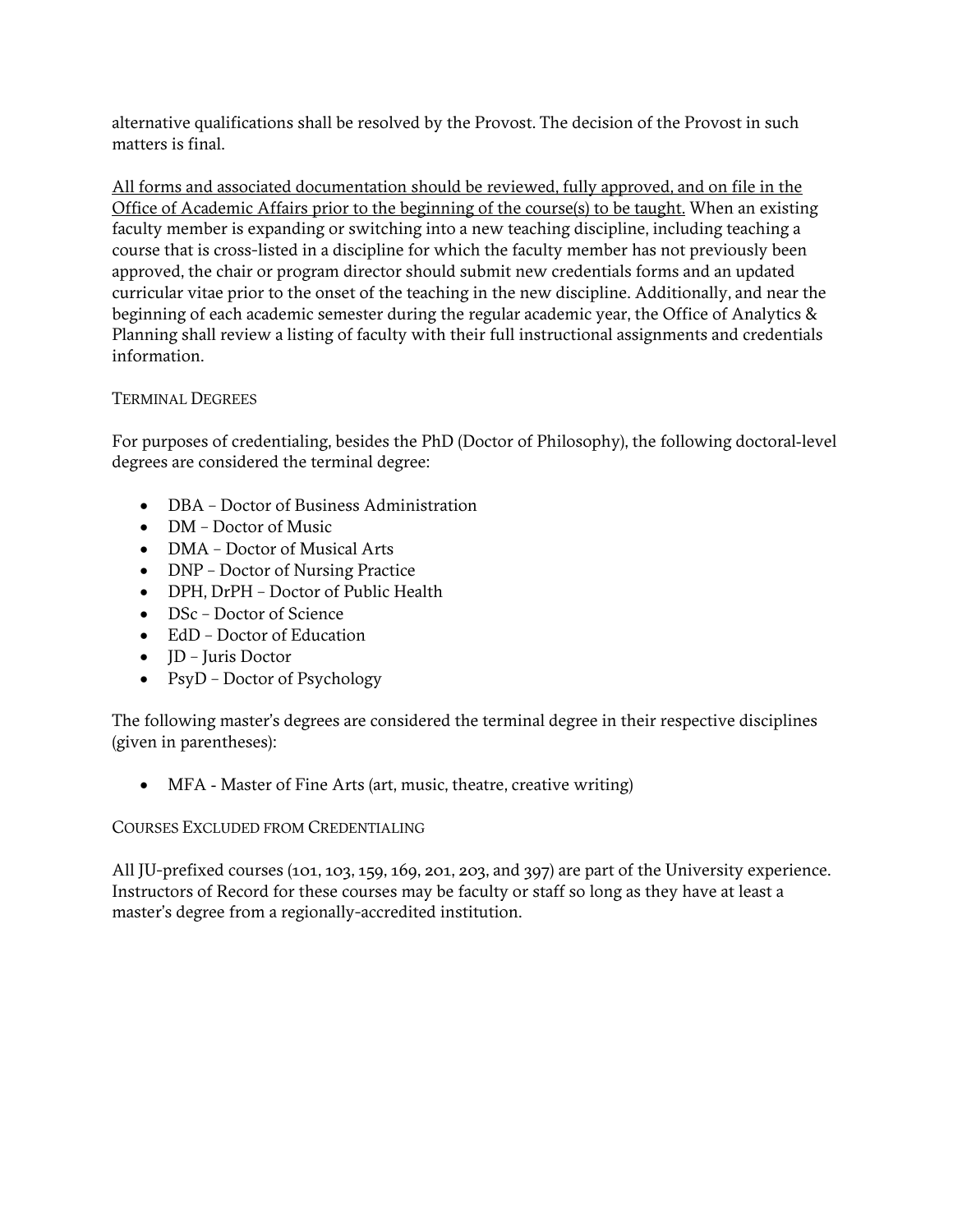alternative qualifications shall be resolved by the Provost. The decision of the Provost in such matters is final.

<u>All forms and associated documentation should be reviewed, fully approved, and on file in the Office of Academic Affairs prior to the beginning of the course(s) to be taught.</u> When an existing faculty member is expanding or switching into a new teaching discipline, including teaching a course that is cross-listed in a discipline for which the faculty member has not previously been approved, the chair or program director should submit new credentials forms and an updated curricular vitae prior to the onset of the teaching in the new discipline. Additionally, and near the beginning of each academic semester during the regular academic year, the Office of Analytics & Planning shall review a listing of faculty with their full instructional assignments and credentials information.

### Terminal Degrees

For purposes of credentialing, besides the PhD (Doctor of Philosophy), the following doctoral-level degrees are considered the terminal degree:

- DBA – Doctor of Business Administration
- DM – Doctor of Music
- DMA – Doctor of Musical Arts
- DNP – Doctor of Nursing Practice
- DPH, DrPH – Doctor of Public Health
- DSc – Doctor of Science
- EdD – Doctor of Education
- JD – Juris Doctor
- PsyD – Doctor of Psychology

The following master's degrees are considered the terminal degree in their respective disciplines (given in parentheses):

- MFA - Master of Fine Arts (art, music, theatre, creative writing)

### Courses Excluded from Credentialing

All JU-prefixed courses (101, 103, 159, 169, 201, 203, and 397) are part of the University experience. Instructors of Record for these courses may be faculty or staff so long as they have at least a master's degree from a regionally-accredited institution.